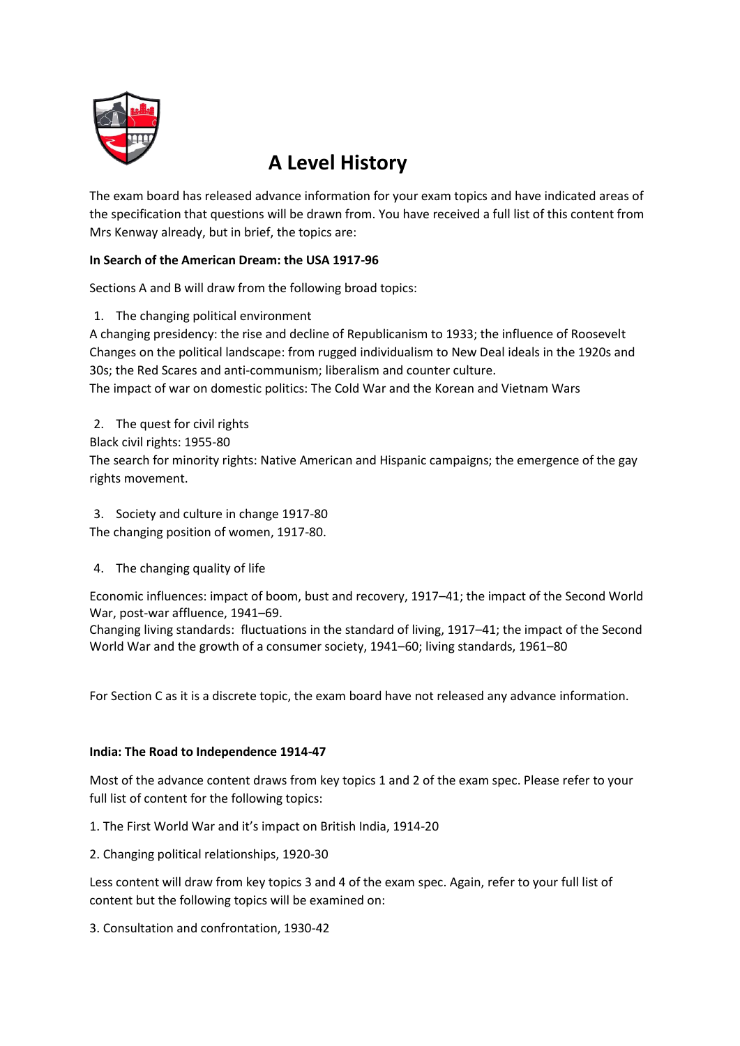# A Level History

The exam board has released advance information for your exam topics and have indicated areas of the specification that questions will be drawn from. You have received a full list of this content from Mrs Kenway already, but in brief, the topics are:

**In Search of the American Dream: the USA 1917-96**

Sections A and B will draw from the following broad topics:

1. The changing political environment

A changing presidency: the rise and decline of Republicanism to 1933; the influence of Roosevelt
Changes on the political landscape: from rugged individualism to New Deal ideals in the 1920s and 30s; the Red Scares and anti-communism; liberalism and counter culture.
The impact of war on domestic politics: The Cold War and the Korean and Vietnam Wars

2. The quest for civil rights

Black civil rights: 1955-80
The search for minority rights: Native American and Hispanic campaigns; the emergence of the gay rights movement.

3. Society and culture in change 1917-80

The changing position of women, 1917-80.

4. The changing quality of life

Economic influences: impact of boom, bust and recovery, 1917–41; the impact of the Second World War, post-war affluence, 1941–69.
Changing living standards: fluctuations in the standard of living, 1917–41; the impact of the Second World War and the growth of a consumer society, 1941–60; living standards, 1961–80

For Section C as it is a discrete topic, the exam board have not released any advance information.

**India: The Road to Independence 1914-47**

Most of the advance content draws from key topics 1 and 2 of the exam spec. Please refer to your full list of content for the following topics:

1. The First World War and it's impact on British India, 1914-20

2. Changing political relationships, 1920-30

Less content will draw from key topics 3 and 4 of the exam spec. Again, refer to your full list of content but the following topics will be examined on:

3. Consultation and confrontation, 1930-42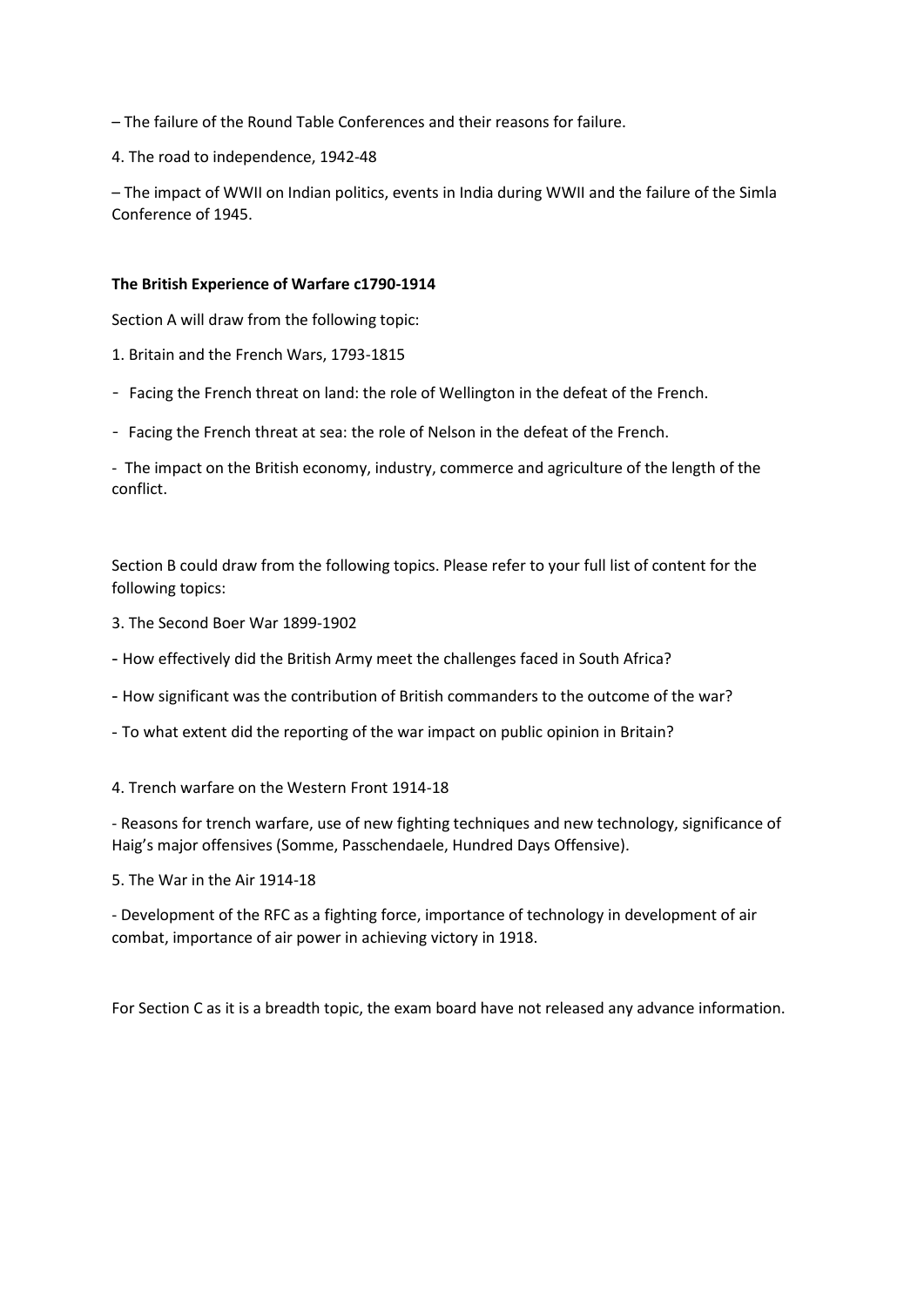– The failure of the Round Table Conferences and their reasons for failure.

4. The road to independence, 1942-48

– The impact of WWII on Indian politics, events in India during WWII and the failure of the Simla Conference of 1945.

**The British Experience of Warfare c1790-1914**

Section A will draw from the following topic:

1. Britain and the French Wars, 1793-1815

- Facing the French threat on land: the role of Wellington in the defeat of the French.
- Facing the French threat at sea: the role of Nelson in the defeat of the French.
- The impact on the British economy, industry, commerce and agriculture of the length of the conflict.

Section B could draw from the following topics. Please refer to your full list of content for the following topics:

3. The Second Boer War 1899-1902

- How effectively did the British Army meet the challenges faced in South Africa?
- How significant was the contribution of British commanders to the outcome of the war?
- To what extent did the reporting of the war impact on public opinion in Britain?

4. Trench warfare on the Western Front 1914-18

- Reasons for trench warfare, use of new fighting techniques and new technology, significance of Haig's major offensives (Somme, Passchendaele, Hundred Days Offensive).

5. The War in the Air 1914-18

- Development of the RFC as a fighting force, importance of technology in development of air combat, importance of air power in achieving victory in 1918.

For Section C as it is a breadth topic, the exam board have not released any advance information.